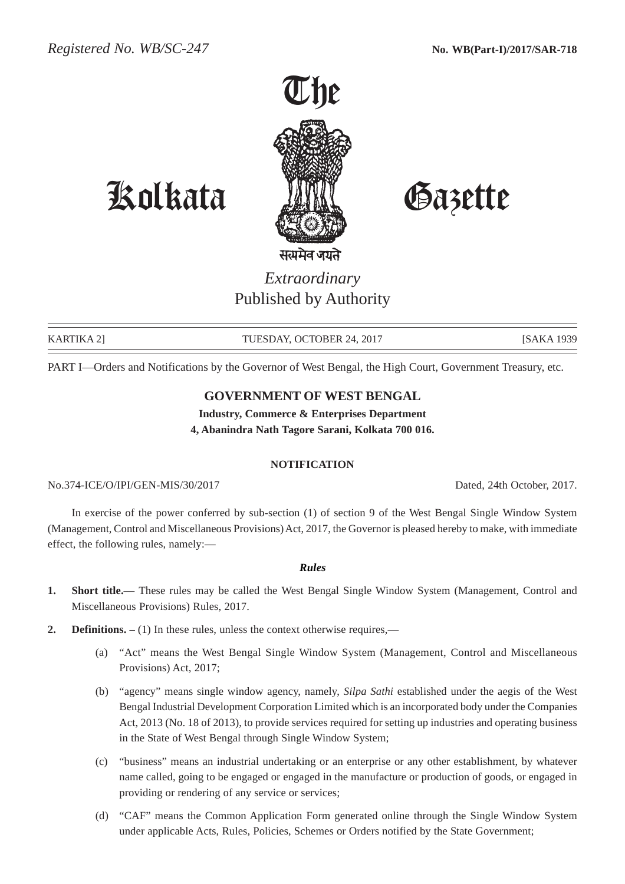Registered No. WB/SC-247 **No. WB(Part-I)/2017/SAR-718**

# The Kolkata Gazette

सत्यमेव जयते

*Extraordinary*
Published by Authority

KARTIKA 2] TUESDAY, OCTOBER 24, 2017 [SAKA 1939

PART I—Orders and Notifications by the Governor of West Bengal, the High Court, Government Treasury, etc.

## GOVERNMENT OF WEST BENGAL

**Industry, Commerce & Enterprises Department**
**4, Abanindra Nath Tagore Sarani, Kolkata 700 016.**

### NOTIFICATION

No.374-ICE/O/IPI/GEN-MIS/30/2017 Dated, 24th October, 2017.

In exercise of the power conferred by sub-section (1) of section 9 of the West Bengal Single Window System (Management, Control and Miscellaneous Provisions) Act, 2017, the Governor is pleased hereby to make, with immediate effect, the following rules, namely:—

***Rules***

**1. Short title.**— These rules may be called the West Bengal Single Window System (Management, Control and Miscellaneous Provisions) Rules, 2017.

**2. Definitions. –** (1) In these rules, unless the context otherwise requires,—

(a) "Act" means the West Bengal Single Window System (Management, Control and Miscellaneous Provisions) Act, 2017;

(b) "agency" means single window agency, namely, *Silpa Sathi* established under the aegis of the West Bengal Industrial Development Corporation Limited which is an incorporated body under the Companies Act, 2013 (No. 18 of 2013), to provide services required for setting up industries and operating business in the State of West Bengal through Single Window System;

(c) "business" means an industrial undertaking or an enterprise or any other establishment, by whatever name called, going to be engaged or engaged in the manufacture or production of goods, or engaged in providing or rendering of any service or services;

(d) "CAF" means the Common Application Form generated online through the Single Window System under applicable Acts, Rules, Policies, Schemes or Orders notified by the State Government;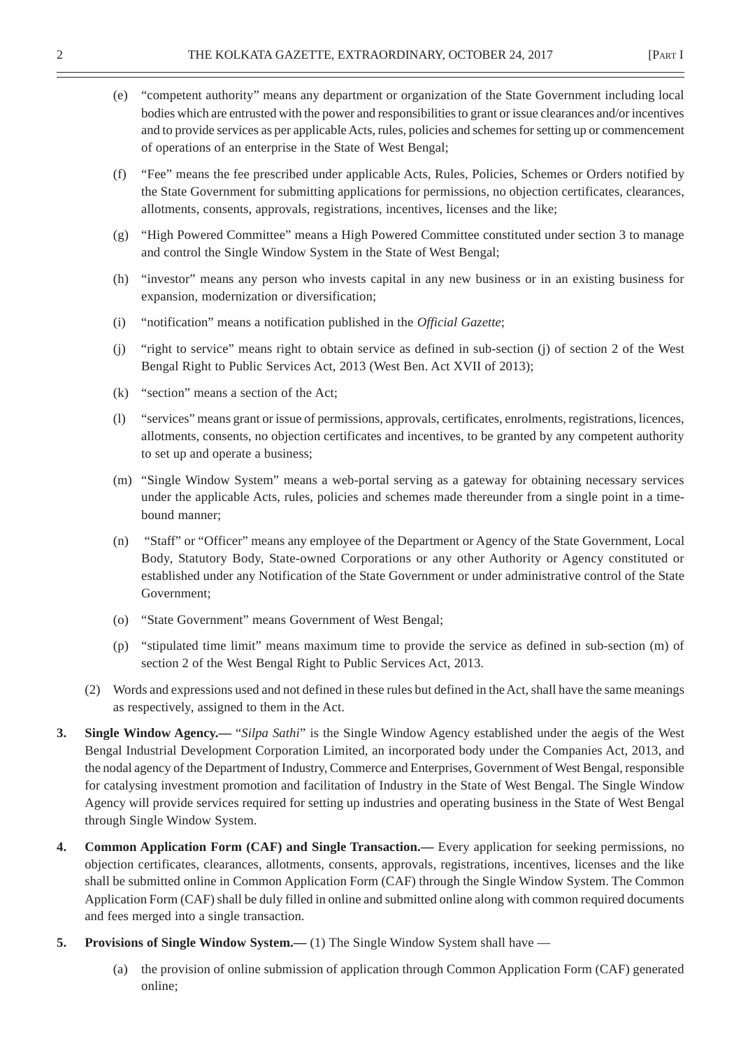(e) "competent authority" means any department or organization of the State Government including local bodies which are entrusted with the power and responsibilities to grant or issue clearances and/or incentives and to provide services as per applicable Acts, rules, policies and schemes for setting up or commencement of operations of an enterprise in the State of West Bengal;

(f) "Fee" means the fee prescribed under applicable Acts, Rules, Policies, Schemes or Orders notified by the State Government for submitting applications for permissions, no objection certificates, clearances, allotments, consents, approvals, registrations, incentives, licenses and the like;

(g) "High Powered Committee" means a High Powered Committee constituted under section 3 to manage and control the Single Window System in the State of West Bengal;

(h) "investor" means any person who invests capital in any new business or in an existing business for expansion, modernization or diversification;

(i) "notification" means a notification published in the *Official Gazette*;

(j) "right to service" means right to obtain service as defined in sub-section (j) of section 2 of the West Bengal Right to Public Services Act, 2013 (West Ben. Act XVII of 2013);

(k) "section" means a section of the Act;

(l) "services" means grant or issue of permissions, approvals, certificates, enrolments, registrations, licences, allotments, consents, no objection certificates and incentives, to be granted by any competent authority to set up and operate a business;

(m) "Single Window System" means a web-portal serving as a gateway for obtaining necessary services under the applicable Acts, rules, policies and schemes made thereunder from a single point in a time-bound manner;

(n) "Staff" or "Officer" means any employee of the Department or Agency of the State Government, Local Body, Statutory Body, State-owned Corporations or any other Authority or Agency constituted or established under any Notification of the State Government or under administrative control of the State Government;

(o) "State Government" means Government of West Bengal;

(p) "stipulated time limit" means maximum time to provide the service as defined in sub-section (m) of section 2 of the West Bengal Right to Public Services Act, 2013.

(2) Words and expressions used and not defined in these rules but defined in the Act, shall have the same meanings as respectively, assigned to them in the Act.

**3. Single Window Agency.—** "*Silpa Sathi*" is the Single Window Agency established under the aegis of the West Bengal Industrial Development Corporation Limited, an incorporated body under the Companies Act, 2013, and the nodal agency of the Department of Industry, Commerce and Enterprises, Government of West Bengal, responsible for catalysing investment promotion and facilitation of Industry in the State of West Bengal. The Single Window Agency will provide services required for setting up industries and operating business in the State of West Bengal through Single Window System.

**4. Common Application Form (CAF) and Single Transaction.—** Every application for seeking permissions, no objection certificates, clearances, allotments, consents, approvals, registrations, incentives, licenses and the like shall be submitted online in Common Application Form (CAF) through the Single Window System. The Common Application Form (CAF) shall be duly filled in online and submitted online along with common required documents and fees merged into a single transaction.

**5. Provisions of Single Window System.—** (1) The Single Window System shall have —

(a) the provision of online submission of application through Common Application Form (CAF) generated online;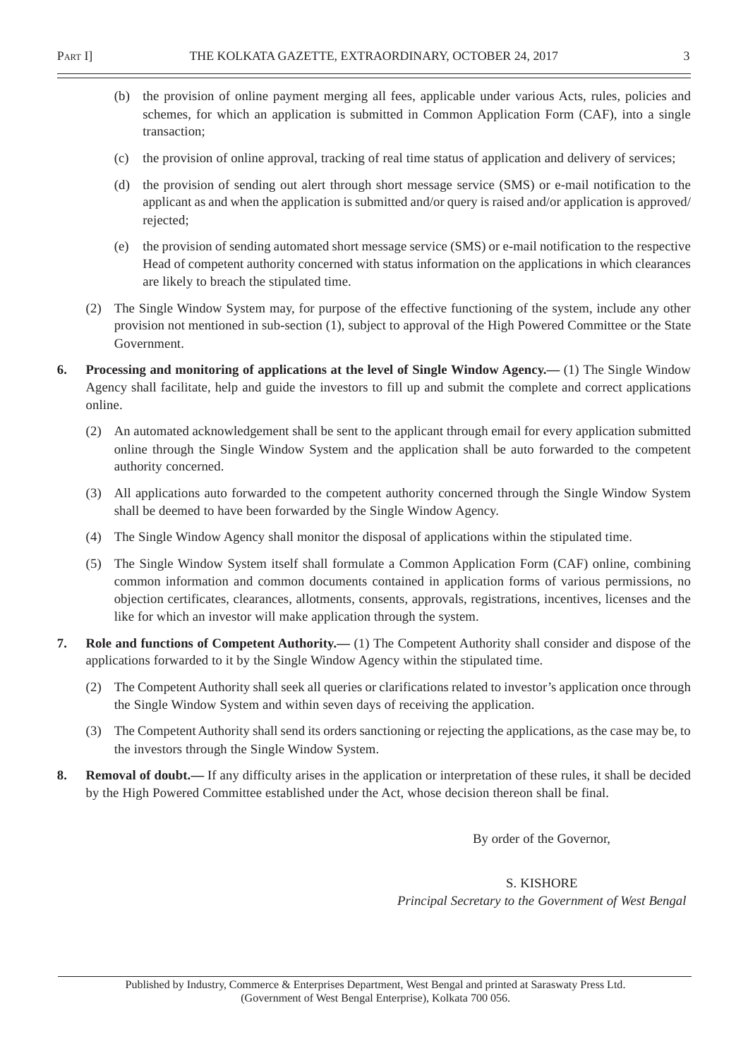(b) the provision of online payment merging all fees, applicable under various Acts, rules, policies and schemes, for which an application is submitted in Common Application Form (CAF), into a single transaction;

(c) the provision of online approval, tracking of real time status of application and delivery of services;

(d) the provision of sending out alert through short message service (SMS) or e-mail notification to the applicant as and when the application is submitted and/or query is raised and/or application is approved/ rejected;

(e) the provision of sending automated short message service (SMS) or e-mail notification to the respective Head of competent authority concerned with status information on the applications in which clearances are likely to breach the stipulated time.

(2) The Single Window System may, for purpose of the effective functioning of the system, include any other provision not mentioned in sub-section (1), subject to approval of the High Powered Committee or the State Government.

**6. Processing and monitoring of applications at the level of Single Window Agency.—** (1) The Single Window Agency shall facilitate, help and guide the investors to fill up and submit the complete and correct applications online.

(2) An automated acknowledgement shall be sent to the applicant through email for every application submitted online through the Single Window System and the application shall be auto forwarded to the competent authority concerned.

(3) All applications auto forwarded to the competent authority concerned through the Single Window System shall be deemed to have been forwarded by the Single Window Agency.

(4) The Single Window Agency shall monitor the disposal of applications within the stipulated time.

(5) The Single Window System itself shall formulate a Common Application Form (CAF) online, combining common information and common documents contained in application forms of various permissions, no objection certificates, clearances, allotments, consents, approvals, registrations, incentives, licenses and the like for which an investor will make application through the system.

**7. Role and functions of Competent Authority.—** (1) The Competent Authority shall consider and dispose of the applications forwarded to it by the Single Window Agency within the stipulated time.

(2) The Competent Authority shall seek all queries or clarifications related to investor's application once through the Single Window System and within seven days of receiving the application.

(3) The Competent Authority shall send its orders sanctioning or rejecting the applications, as the case may be, to the investors through the Single Window System.

**8. Removal of doubt.—** If any difficulty arises in the application or interpretation of these rules, it shall be decided by the High Powered Committee established under the Act, whose decision thereon shall be final.

By order of the Governor,

S. KISHORE
*Principal Secretary to the Government of West Bengal*

Published by Industry, Commerce & Enterprises Department, West Bengal and printed at Saraswaty Press Ltd. (Government of West Bengal Enterprise), Kolkata 700 056.